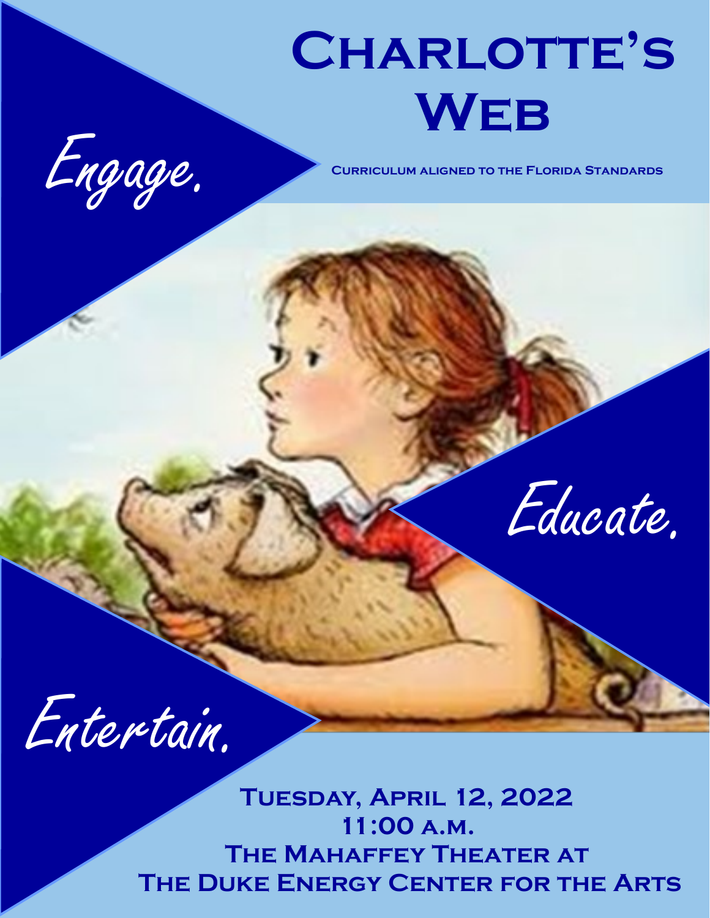# Charlotte's Web

**Curriculum aligned to the Florida Standards**

*Engage.*

*Educate.*

*Entertain.*

**Tuesday, April 12, 2022**
**11:00 a.m.**
**The Mahaffey Theater at**
**The Duke Energy Center for the Arts**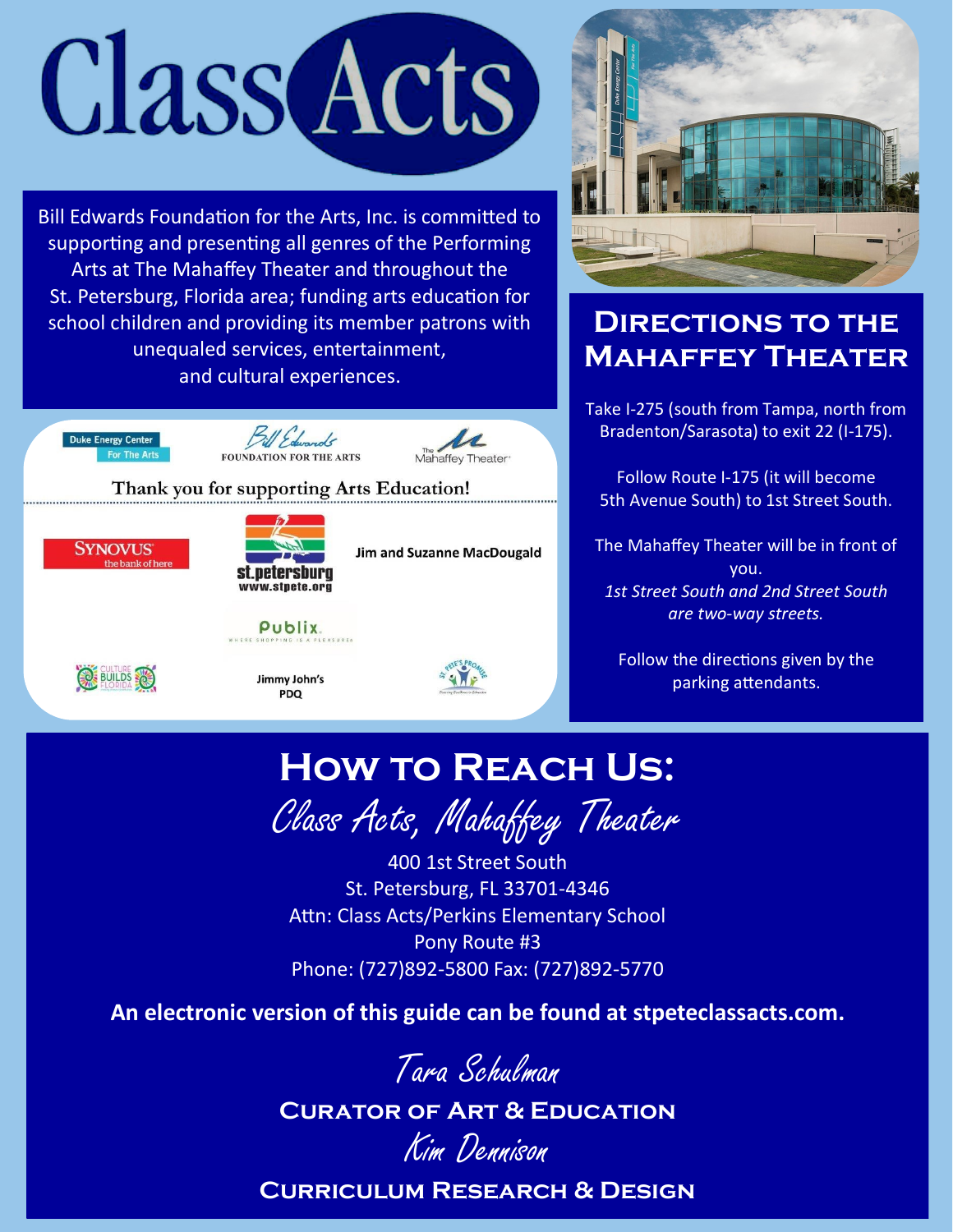# Class Acts

Bill Edwards Foundation for the Arts, Inc. is committed to supporting and presenting all genres of the Performing Arts at The Mahaffey Theater and throughout the St. Petersburg, Florida area; funding arts education for school children and providing its member patrons with unequaled services, entertainment, and cultural experiences.

Duke Energy Center For The Arts | Bill Edwards Foundation for the Arts | The Mahaffey Theater

Thank you for supporting Arts Education!

Synovus the bank of here

st.petersburg www.stpete.org

Jim and Suzanne MacDougald

Publix. Where shopping is a pleasure.

Culture Builds Florida

Jimmy John's PDQ

St. Pete's Promise

## Directions to the Mahaffey Theater

Take I-275 (south from Tampa, north from Bradenton/Sarasota) to exit 22 (I-175).

Follow Route I-175 (it will become 5th Avenue South) to 1st Street South.

The Mahaffey Theater will be in front of you.
*1st Street South and 2nd Street South are two-way streets.*

Follow the directions given by the parking attendants.

## How to Reach Us:

*Class Acts, Mahaffey Theater*

400 1st Street South
St. Petersburg, FL 33701-4346
Attn: Class Acts/Perkins Elementary School
Pony Route #3
Phone: (727)892-5800 Fax: (727)892-5770

**An electronic version of this guide can be found at stpeteclassacts.com.**

*Tara Schulman*
**Curator of Art & Education**

*Kim Dennison*
**Curriculum Research & Design**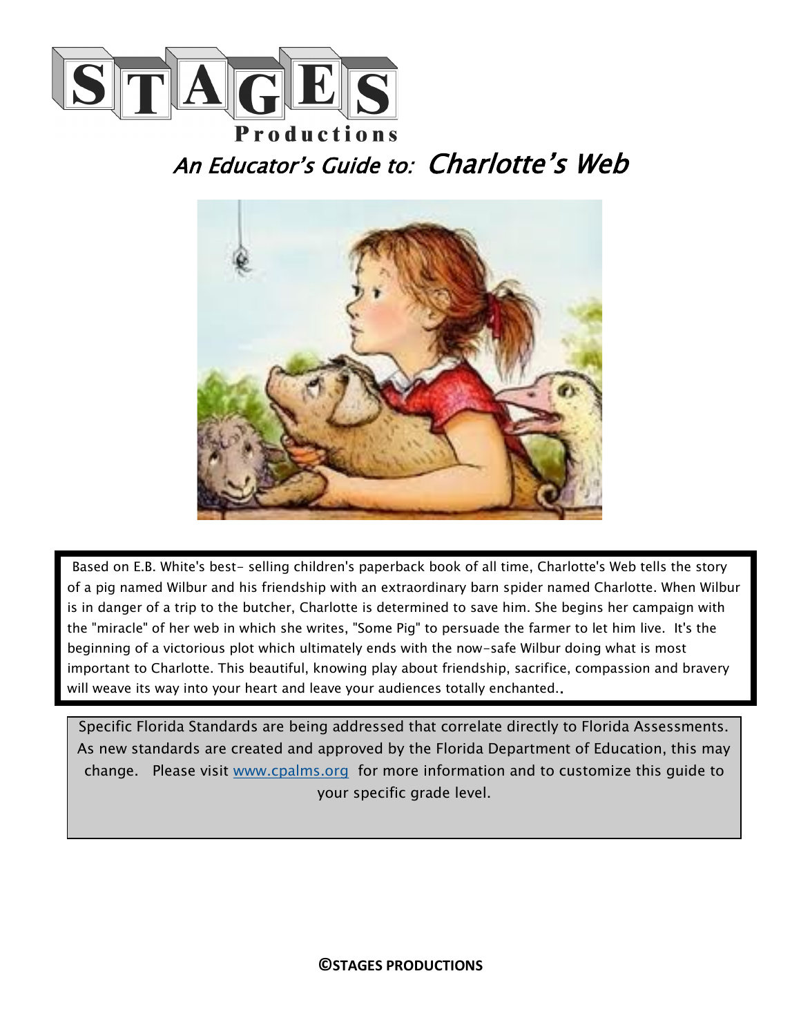# STAGES Productions

## *An Educator's Guide to: Charlotte's Web*

Based on E.B. White's best- selling children's paperback book of all time, Charlotte's Web tells the story of a pig named Wilbur and his friendship with an extraordinary barn spider named Charlotte. When Wilbur is in danger of a trip to the butcher, Charlotte is determined to save him. She begins her campaign with the "miracle" of her web in which she writes, "Some Pig" to persuade the farmer to let him live. It's the beginning of a victorious plot which ultimately ends with the now-safe Wilbur doing what is most important to Charlotte. This beautiful, knowing play about friendship, sacrifice, compassion and bravery will weave its way into your heart and leave your audiences totally enchanted..

Specific Florida Standards are being addressed that correlate directly to Florida Assessments. As new standards are created and approved by the Florida Department of Education, this may change. Please visit [www.cpalms.org](http://www.cpalms.org) for more information and to customize this guide to your specific grade level.

**©STAGES PRODUCTIONS**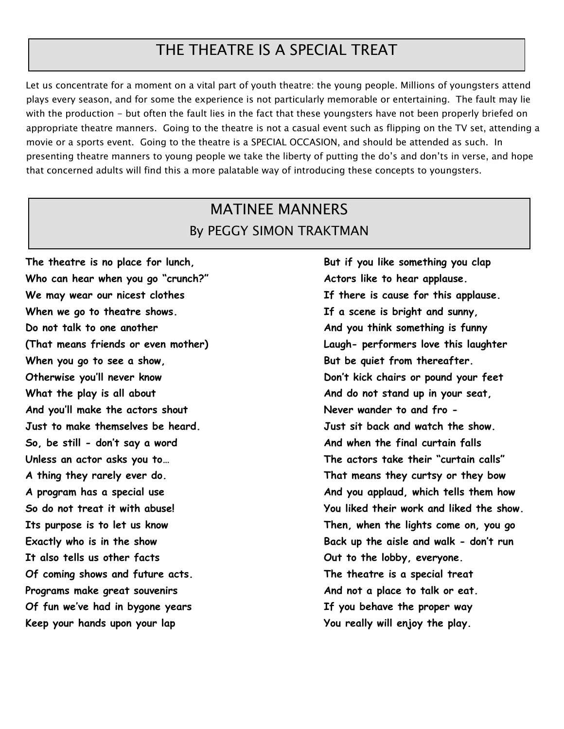# THE THEATRE IS A SPECIAL TREAT

Let us concentrate for a moment on a vital part of youth theatre: the young people. Millions of youngsters attend plays every season, and for some the experience is not particularly memorable or entertaining. The fault may lie with the production - but often the fault lies in the fact that these youngsters have not been properly briefed on appropriate theatre manners. Going to the theatre is not a casual event such as flipping on the TV set, attending a movie or a sports event. Going to the theatre is a SPECIAL OCCASION, and should be attended as such. In presenting theatre manners to young people we take the liberty of putting the do's and don'ts in verse, and hope that concerned adults will find this a more palatable way of introducing these concepts to youngsters.

# MATINEE MANNERS

## By PEGGY SIMON TRAKTMAN

**The theatre is no place for lunch,**
**Who can hear when you go "crunch?"**
**We may wear our nicest clothes**
**When we go to theatre shows.**
**Do not talk to one another**
**(That means friends or even mother)**
**When you go to see a show,**
**Otherwise you'll never know**
**What the play is all about**
**And you'll make the actors shout**
**Just to make themselves be heard.**
**So, be still - don't say a word**
**Unless an actor asks you to…**
**A thing they rarely ever do.**
**A program has a special use**
**So do not treat it with abuse!**
**Its purpose is to let us know**
**Exactly who is in the show**
**It also tells us other facts**
**Of coming shows and future acts.**
**Programs make great souvenirs**
**Of fun we've had in bygone years**
**Keep your hands upon your lap**
**But if you like something you clap**
**Actors like to hear applause.**
**If there is cause for this applause.**
**If a scene is bright and sunny,**
**And you think something is funny**
**Laugh- performers love this laughter**
**But be quiet from thereafter.**
**Don't kick chairs or pound your feet**
**And do not stand up in your seat,**
**Never wander to and fro -**
**Just sit back and watch the show.**
**And when the final curtain falls**
**The actors take their "curtain calls"**
**That means they curtsy or they bow**
**And you applaud, which tells them how**
**You liked their work and liked the show.**
**Then, when the lights come on, you go**
**Back up the aisle and walk - don't run**
**Out to the lobby, everyone.**
**The theatre is a special treat**
**And not a place to talk or eat.**
**If you behave the proper way**
**You really will enjoy the play.**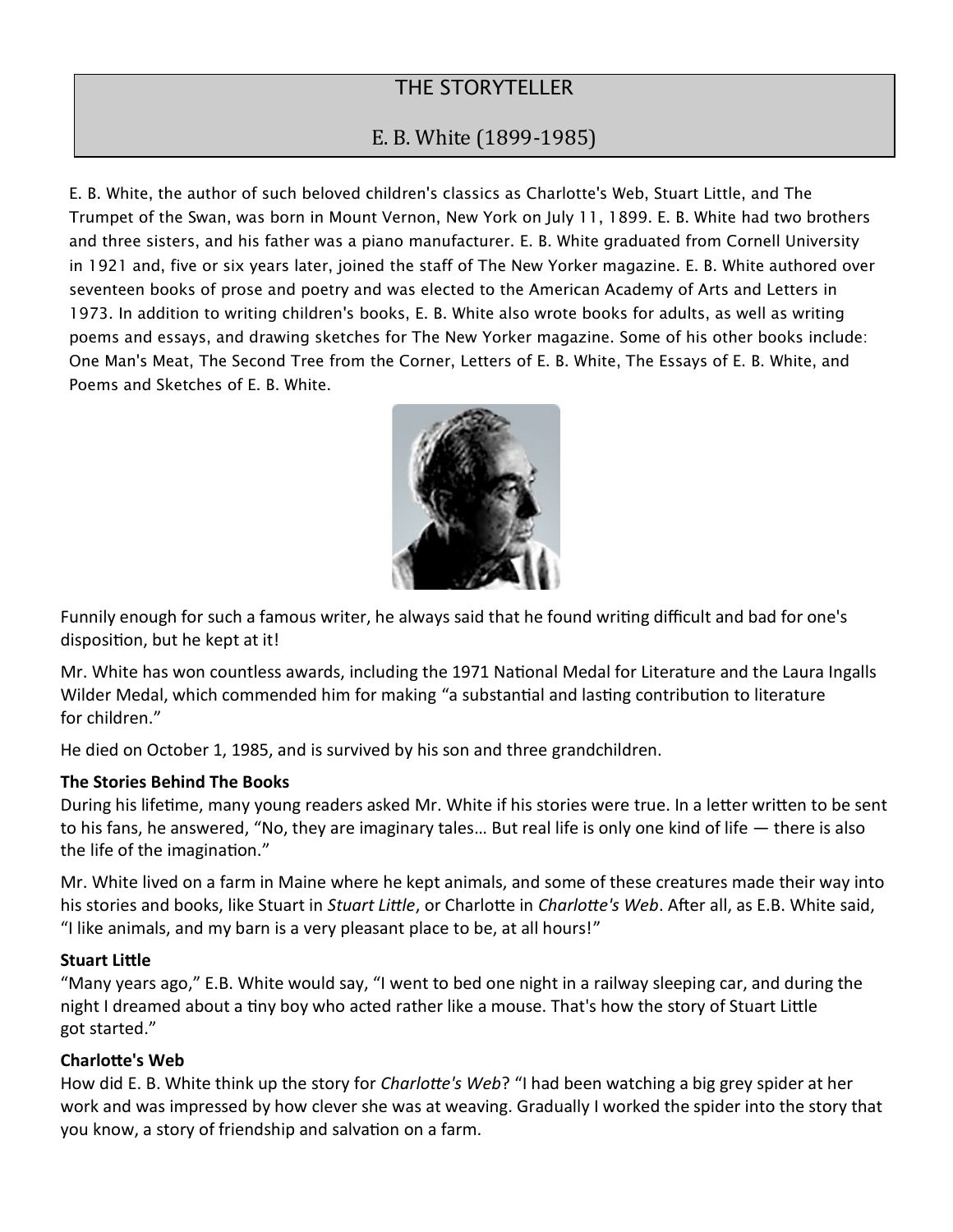# THE STORYTELLER

## E. B. White (1899-1985)

E. B. White, the author of such beloved children's classics as Charlotte's Web, Stuart Little, and The Trumpet of the Swan, was born in Mount Vernon, New York on July 11, 1899. E. B. White had two brothers and three sisters, and his father was a piano manufacturer. E. B. White graduated from Cornell University in 1921 and, five or six years later, joined the staff of The New Yorker magazine. E. B. White authored over seventeen books of prose and poetry and was elected to the American Academy of Arts and Letters in 1973. In addition to writing children's books, E. B. White also wrote books for adults, as well as writing poems and essays, and drawing sketches for The New Yorker magazine. Some of his other books include: One Man's Meat, The Second Tree from the Corner, Letters of E. B. White, The Essays of E. B. White, and Poems and Sketches of E. B. White.

Funnily enough for such a famous writer, he always said that he found writing difficult and bad for one's disposition, but he kept at it!

Mr. White has won countless awards, including the 1971 National Medal for Literature and the Laura Ingalls Wilder Medal, which commended him for making "a substantial and lasting contribution to literature for children."

He died on October 1, 1985, and is survived by his son and three grandchildren.

**The Stories Behind The Books**

During his lifetime, many young readers asked Mr. White if his stories were true. In a letter written to be sent to his fans, he answered, "No, they are imaginary tales… But real life is only one kind of life — there is also the life of the imagination."

Mr. White lived on a farm in Maine where he kept animals, and some of these creatures made their way into his stories and books, like Stuart in *Stuart Little*, or Charlotte in *Charlotte's Web*. After all, as E.B. White said, "I like animals, and my barn is a very pleasant place to be, at all hours!"

**Stuart Little**

"Many years ago," E.B. White would say, "I went to bed one night in a railway sleeping car, and during the night I dreamed about a tiny boy who acted rather like a mouse. That's how the story of Stuart Little got started."

**Charlotte's Web**

How did E. B. White think up the story for *Charlotte's Web*? "I had been watching a big grey spider at her work and was impressed by how clever she was at weaving. Gradually I worked the spider into the story that you know, a story of friendship and salvation on a farm.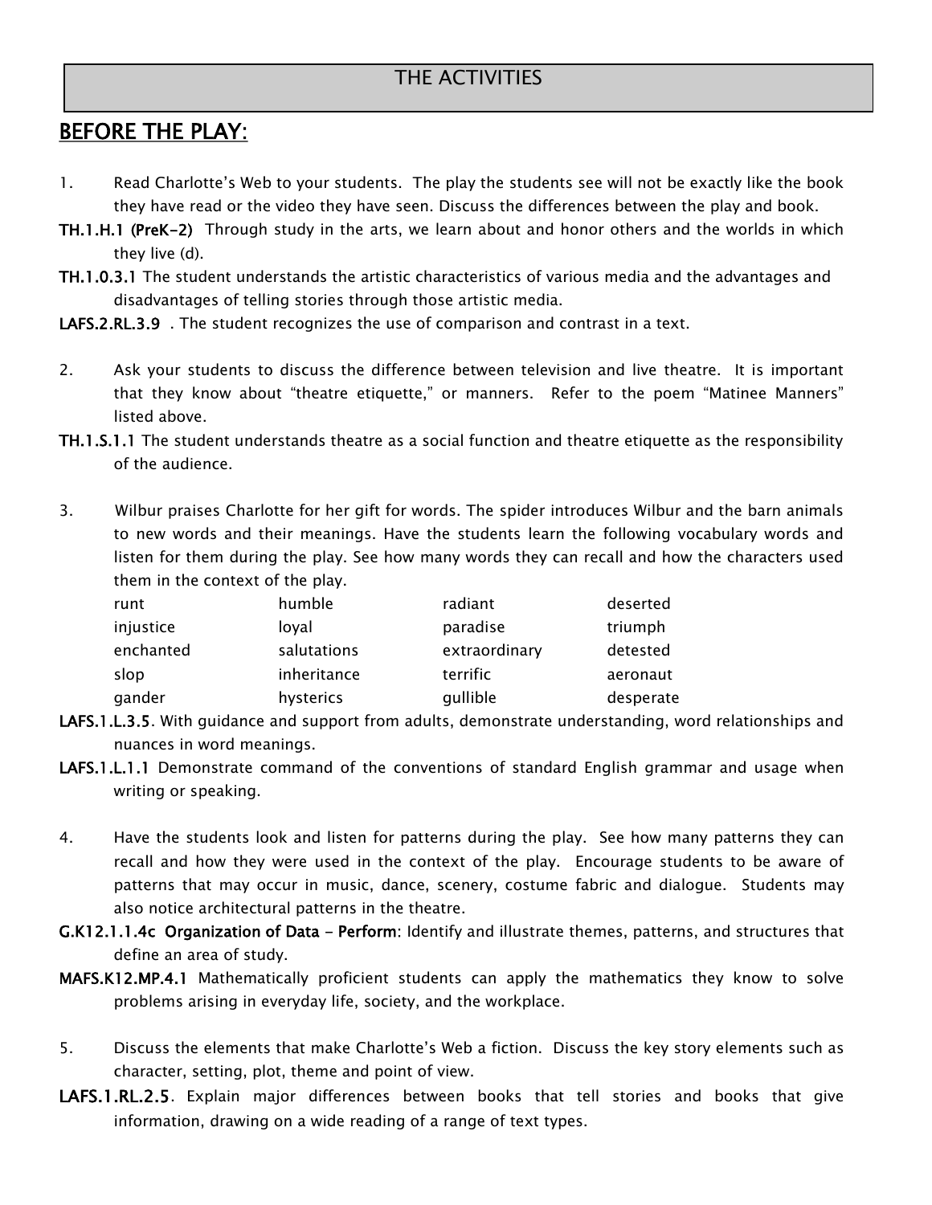## THE ACTIVITIES

## BEFORE THE PLAY:

1. Read Charlotte's Web to your students. The play the students see will not be exactly like the book they have read or the video they have seen. Discuss the differences between the play and book.

**TH.1.H.1 (PreK-2)** Through study in the arts, we learn about and honor others and the worlds in which they live (d).

**TH.1.0.3.1** The student understands the artistic characteristics of various media and the advantages and disadvantages of telling stories through those artistic media.

**LAFS.2.RL.3.9** . The student recognizes the use of comparison and contrast in a text.

2. Ask your students to discuss the difference between television and live theatre. It is important that they know about "theatre etiquette," or manners. Refer to the poem "Matinee Manners" listed above.

**TH.1.S.1.1** The student understands theatre as a social function and theatre etiquette as the responsibility of the audience.

3. Wilbur praises Charlotte for her gift for words. The spider introduces Wilbur and the barn animals to new words and their meanings. Have the students learn the following vocabulary words and listen for them during the play. See how many words they can recall and how the characters used them in the context of the play.

| | | | |
|---|---|---|---|
| runt | humble | radiant | deserted |
| injustice | loyal | paradise | triumph |
| enchanted | salutations | extraordinary | detested |
| slop | inheritance | terrific | aeronaut |
| gander | hysterics | gullible | desperate |

**LAFS.1.L.3.5**. With guidance and support from adults, demonstrate understanding, word relationships and nuances in word meanings.

**LAFS.1.L.1.1** Demonstrate command of the conventions of standard English grammar and usage when writing or speaking.

4. Have the students look and listen for patterns during the play. See how many patterns they can recall and how they were used in the context of the play. Encourage students to be aware of patterns that may occur in music, dance, scenery, costume fabric and dialogue. Students may also notice architectural patterns in the theatre.

**G.K12.1.1.4c Organization of Data - Perform**: Identify and illustrate themes, patterns, and structures that define an area of study.

**MAFS.K12.MP.4.1** Mathematically proficient students can apply the mathematics they know to solve problems arising in everyday life, society, and the workplace.

5. Discuss the elements that make Charlotte's Web a fiction. Discuss the key story elements such as character, setting, plot, theme and point of view.

**LAFS.1.RL.2.5**. Explain major differences between books that tell stories and books that give information, drawing on a wide reading of a range of text types.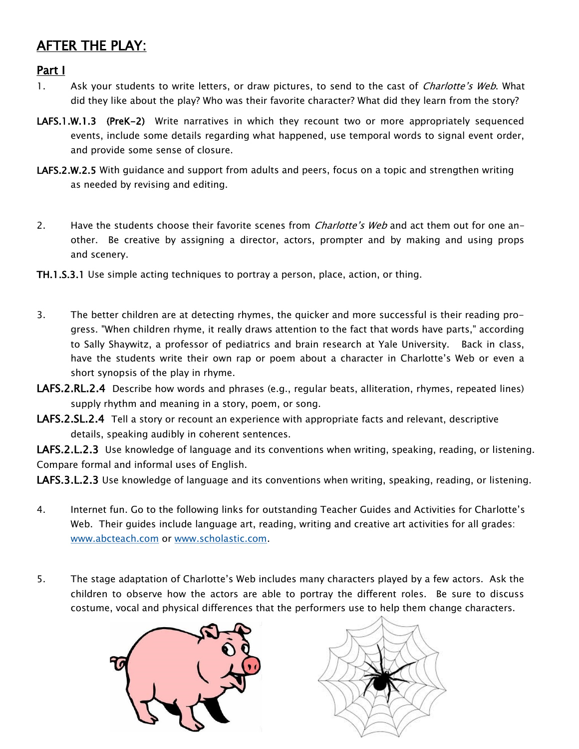## AFTER THE PLAY:

### Part I

1. Ask your students to write letters, or draw pictures, to send to the cast of *Charlotte's Web*. What did they like about the play? Who was their favorite character? What did they learn from the story?

**LAFS.1.W.1.3 (PreK-2)** Write narratives in which they recount two or more appropriately sequenced events, include some details regarding what happened, use temporal words to signal event order, and provide some sense of closure.

**LAFS.2.W.2.5** With guidance and support from adults and peers, focus on a topic and strengthen writing as needed by revising and editing.

2. Have the students choose their favorite scenes from *Charlotte's Web* and act them out for one another. Be creative by assigning a director, actors, prompter and by making and using props and scenery.

**TH.1.S.3.1** Use simple acting techniques to portray a person, place, action, or thing.

3. The better children are at detecting rhymes, the quicker and more successful is their reading progress. "When children rhyme, it really draws attention to the fact that words have parts," according to Sally Shaywitz, a professor of pediatrics and brain research at Yale University. Back in class, have the students write their own rap or poem about a character in Charlotte's Web or even a short synopsis of the play in rhyme.

**LAFS.2.RL.2.4** Describe how words and phrases (e.g., regular beats, alliteration, rhymes, repeated lines) supply rhythm and meaning in a story, poem, or song.

**LAFS.2.SL.2.4** Tell a story or recount an experience with appropriate facts and relevant, descriptive details, speaking audibly in coherent sentences.

**LAFS.2.L.2.3** Use knowledge of language and its conventions when writing, speaking, reading, or listening. Compare formal and informal uses of English.

**LAFS.3.L.2.3** Use knowledge of language and its conventions when writing, speaking, reading, or listening.

4. Internet fun. Go to the following links for outstanding Teacher Guides and Activities for Charlotte's Web. Their guides include language art, reading, writing and creative art activities for all grades: www.abcteach.com or www.scholastic.com.

5. The stage adaptation of Charlotte's Web includes many characters played by a few actors. Ask the children to observe how the actors are able to portray the different roles. Be sure to discuss costume, vocal and physical differences that the performers use to help them change characters.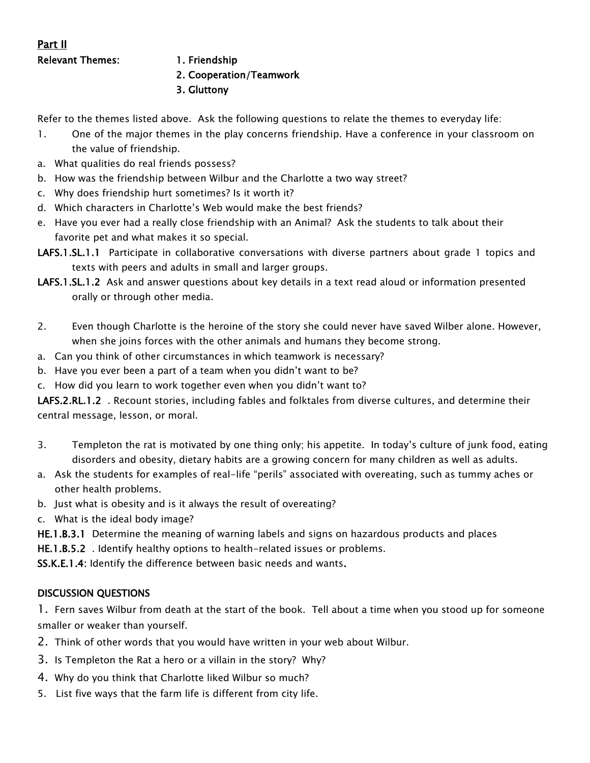## Part II

**Relevant Themes:**
1. Friendship
2. Cooperation/Teamwork
3. Gluttony

Refer to the themes listed above. Ask the following questions to relate the themes to everyday life:

1. One of the major themes in the play concerns friendship. Have a conference in your classroom on the value of friendship.
   a. What qualities do real friends possess?
   b. How was the friendship between Wilbur and the Charlotte a two way street?
   c. Why does friendship hurt sometimes? Is it worth it?
   d. Which characters in Charlotte's Web would make the best friends?
   e. Have you ever had a really close friendship with an Animal? Ask the students to talk about their favorite pet and what makes it so special.

**LAFS.1.SL.1.1** Participate in collaborative conversations with diverse partners about grade 1 topics and texts with peers and adults in small and larger groups.

**LAFS.1.SL.1.2** Ask and answer questions about key details in a text read aloud or information presented orally or through other media.

2. Even though Charlotte is the heroine of the story she could never have saved Wilber alone. However, when she joins forces with the other animals and humans they become strong.
   a. Can you think of other circumstances in which teamwork is necessary?
   b. Have you ever been a part of a team when you didn't want to be?
   c. How did you learn to work together even when you didn't want to?

**LAFS.2.RL.1.2** . Recount stories, including fables and folktales from diverse cultures, and determine their central message, lesson, or moral.

3. Templeton the rat is motivated by one thing only; his appetite. In today's culture of junk food, eating disorders and obesity, dietary habits are a growing concern for many children as well as adults.
   a. Ask the students for examples of real-life "perils" associated with overeating, such as tummy aches or other health problems.
   b. Just what is obesity and is it always the result of overeating?
   c. What is the ideal body image?

**HE.1.B.3.1** Determine the meaning of warning labels and signs on hazardous products and places

**HE.1.B.5.2** . Identify healthy options to health-related issues or problems.

**SS.K.E.1.4**: Identify the difference between basic needs and wants.

### DISCUSSION QUESTIONS

1. Fern saves Wilbur from death at the start of the book. Tell about a time when you stood up for someone smaller or weaker than yourself.
2. Think of other words that you would have written in your web about Wilbur.
3. Is Templeton the Rat a hero or a villain in the story? Why?
4. Why do you think that Charlotte liked Wilbur so much?
5. List five ways that the farm life is different from city life.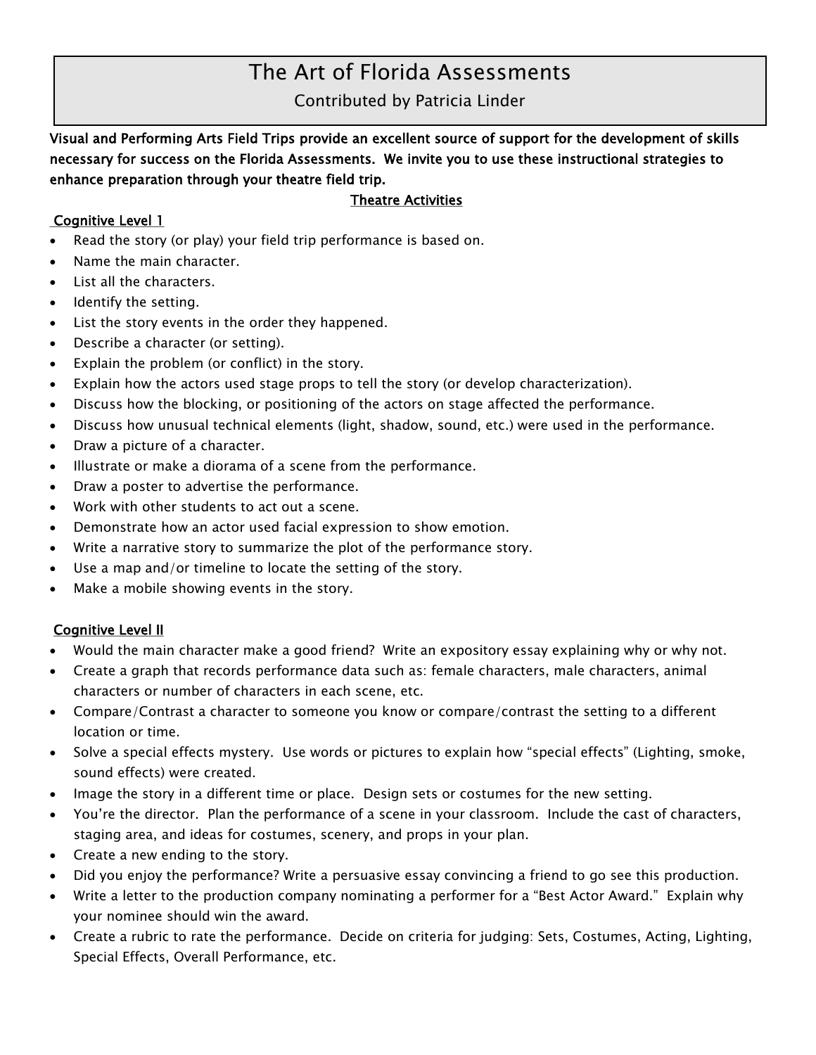# The Art of Florida Assessments

Contributed by Patricia Linder

**Visual and Performing Arts Field Trips provide an excellent source of support for the development of skills necessary for success on the Florida Assessments. We invite you to use these instructional strategies to enhance preparation through your theatre field trip.**

## Theatre Activities

### Cognitive Level 1

- Read the story (or play) your field trip performance is based on.
- Name the main character.
- List all the characters.
- Identify the setting.
- List the story events in the order they happened.
- Describe a character (or setting).
- Explain the problem (or conflict) in the story.
- Explain how the actors used stage props to tell the story (or develop characterization).
- Discuss how the blocking, or positioning of the actors on stage affected the performance.
- Discuss how unusual technical elements (light, shadow, sound, etc.) were used in the performance.
- Draw a picture of a character.
- Illustrate or make a diorama of a scene from the performance.
- Draw a poster to advertise the performance.
- Work with other students to act out a scene.
- Demonstrate how an actor used facial expression to show emotion.
- Write a narrative story to summarize the plot of the performance story.
- Use a map and/or timeline to locate the setting of the story.
- Make a mobile showing events in the story.

### Cognitive Level II

- Would the main character make a good friend? Write an expository essay explaining why or why not.
- Create a graph that records performance data such as: female characters, male characters, animal characters or number of characters in each scene, etc.
- Compare/Contrast a character to someone you know or compare/contrast the setting to a different location or time.
- Solve a special effects mystery. Use words or pictures to explain how "special effects" (Lighting, smoke, sound effects) were created.
- Image the story in a different time or place. Design sets or costumes for the new setting.
- You're the director. Plan the performance of a scene in your classroom. Include the cast of characters, staging area, and ideas for costumes, scenery, and props in your plan.
- Create a new ending to the story.
- Did you enjoy the performance? Write a persuasive essay convincing a friend to go see this production.
- Write a letter to the production company nominating a performer for a "Best Actor Award." Explain why your nominee should win the award.
- Create a rubric to rate the performance. Decide on criteria for judging: Sets, Costumes, Acting, Lighting, Special Effects, Overall Performance, etc.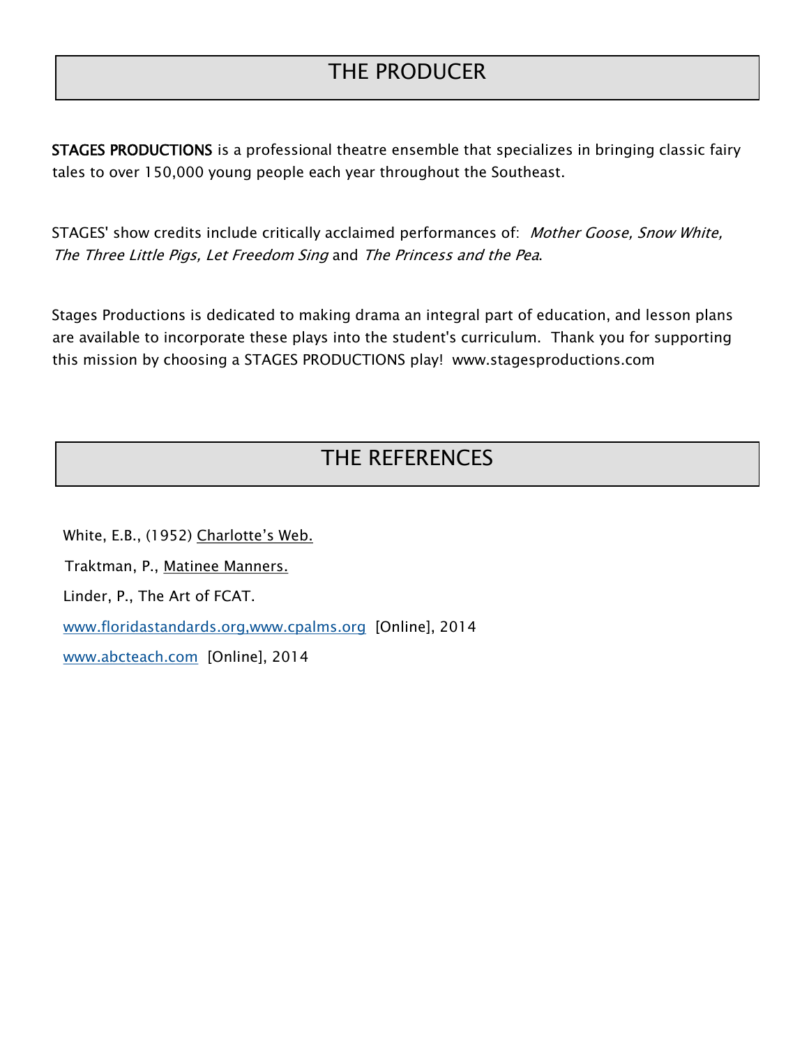## THE PRODUCER

**STAGES PRODUCTIONS** is a professional theatre ensemble that specializes in bringing classic fairy tales to over 150,000 young people each year throughout the Southeast.

STAGES' show credits include critically acclaimed performances of: *Mother Goose, Snow White, The Three Little Pigs, Let Freedom Sing* and *The Princess and the Pea*.

Stages Productions is dedicated to making drama an integral part of education, and lesson plans are available to incorporate these plays into the student's curriculum. Thank you for supporting this mission by choosing a STAGES PRODUCTIONS play! www.stagesproductions.com

## THE REFERENCES

White, E.B., (1952) Charlotte's Web.

Traktman, P., Matinee Manners.

Linder, P., The Art of FCAT.

www.floridastandards.org,www.cpalms.org [Online], 2014

www.abcteach.com [Online], 2014